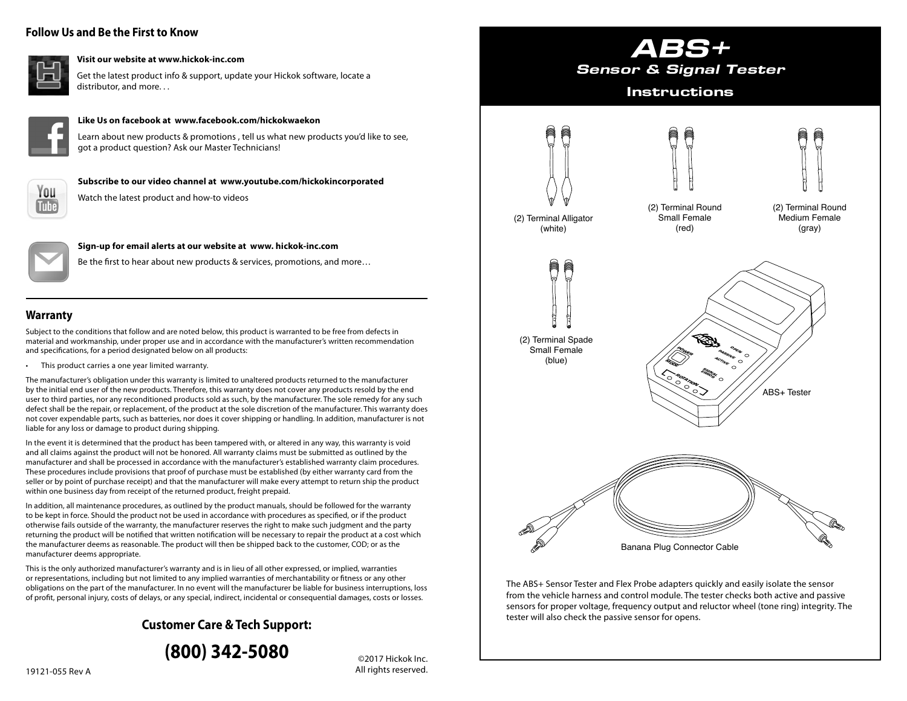## Follow Us and Be the First to Know

**Visit our website at www.hickok-inc.com**

Get the latest product info & support, update your Hickok software, locate a distributor, and more. . .

**Like Us on facebook at www.facebook.com/hickokwaekon**

Learn about new products & promotions , tell us what new products you'd like to see, got a product question? Ask our Master Technicians!

**Subscribe to our video channel at www.youtube.com/hickokincorporated**

Watch the latest product and how-to videos

**Sign-up for email alerts at our website at www. hickok-inc.com**

Be the first to hear about new products & services, promotions, and more…

## Warranty

Subject to the conditions that follow and are noted below, this product is warranted to be free from defects in material and workmanship, under proper use and in accordance with the manufacturer's written recommendation and specifications, for a period designated below on all products:

- This product carries a one year limited warranty.

The manufacturer's obligation under this warranty is limited to unaltered products returned to the manufacturer by the initial end user of the new products. Therefore, this warranty does not cover any products resold by the end user to third parties, nor any reconditioned products sold as such, by the manufacturer. The sole remedy for any such defect shall be the repair, or replacement, of the product at the sole discretion of the manufacturer. This warranty does not cover expendable parts, such as batteries, nor does it cover shipping or handling. In addition, manufacturer is not liable for any loss or damage to product during shipping.

In the event it is determined that the product has been tampered with, or altered in any way, this warranty is void and all claims against the product will not be honored. All warranty claims must be submitted as outlined by the manufacturer and shall be processed in accordance with the manufacturer's established warranty claim procedures. These procedures include provisions that proof of purchase must be established (by either warranty card from the seller or by point of purchase receipt) and that the manufacturer will make every attempt to return ship the product within one business day from receipt of the returned product, freight prepaid.

In addition, all maintenance procedures, as outlined by the product manuals, should be followed for the warranty to be kept in force. Should the product not be used in accordance with procedures as specified, or if the product otherwise fails outside of the warranty, the manufacturer reserves the right to make such judgment and the party returning the product will be notified that written notification will be necessary to repair the product at a cost which the manufacturer deems as reasonable. The product will then be shipped back to the customer, COD; or as the manufacturer deems appropriate.

This is the only authorized manufacturer's warranty and is in lieu of all other expressed, or implied, warranties or representations, including but not limited to any implied warranties of merchantability or fitness or any other obligations on the part of the manufacturer. In no event will the manufacturer be liable for business interruptions, loss of profit, personal injury, costs of delays, or any special, indirect, incidental or consequential damages, costs or losses.

**Customer Care & Tech Support:**

**(800) 342-5080**

©2017 Hickok Inc.
All rights reserved.

19121-055 Rev A

# ABS+

## Sensor & Signal Tester

### Instructions

(2) Terminal Alligator (white)

(2) Terminal Round Small Female (red)

(2) Terminal Round Medium Female (gray)

(2) Terminal Spade Small Female (blue)

ABS+ Tester

Banana Plug Connector Cable

The ABS+ Sensor Tester and Flex Probe adapters quickly and easily isolate the sensor from the vehicle harness and control module. The tester checks both active and passive sensors for proper voltage, frequency output and reluctor wheel (tone ring) integrity. The tester will also check the passive sensor for opens.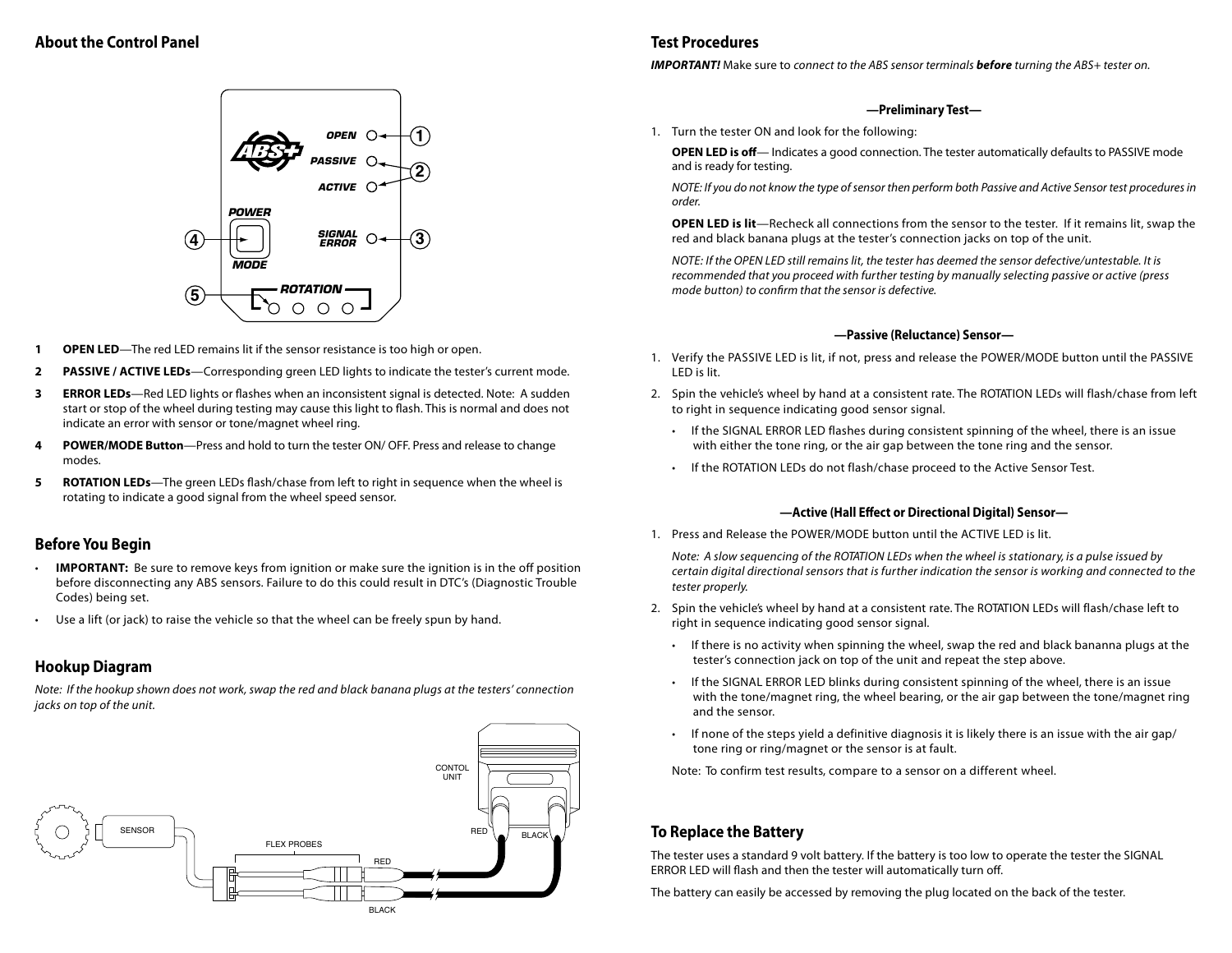## About the Control Panel

1 OPEN
2 PASSIVE
ACTIVE
3 SIGNAL ERROR
4 POWER MODE
5 ROTATION

1. **OPEN LED**—The red LED remains lit if the sensor resistance is too high or open.
2. **PASSIVE / ACTIVE LEDs**—Corresponding green LED lights to indicate the tester's current mode.
3. **ERROR LEDs**—Red LED lights or flashes when an inconsistent signal is detected. Note: A sudden start or stop of the wheel during testing may cause this light to flash. This is normal and does not indicate an error with sensor or tone/magnet wheel ring.
4. **POWER/MODE Button**—Press and hold to turn the tester ON/ OFF. Press and release to change modes.
5. **ROTATION LEDs**—The green LEDs flash/chase from left to right in sequence when the wheel is rotating to indicate a good signal from the wheel speed sensor.

## Before You Begin

- **IMPORTANT:** Be sure to remove keys from ignition or make sure the ignition is in the off position before disconnecting any ABS sensors. Failure to do this could result in DTC's (Diagnostic Trouble Codes) being set.
- Use a lift (or jack) to raise the vehicle so that the wheel can be freely spun by hand.

## Hookup Diagram

*Note: If the hookup shown does not work, swap the red and black banana plugs at the testers' connection jacks on top of the unit.*

CONTOL UNIT
SENSOR
FLEX PROBES
RED
BLACK
RED
BLACK

## Test Procedures

***IMPORTANT!*** Make sure to *connect to the ABS sensor terminals **before** turning the ABS+ tester on.*

### —Preliminary Test—

1. Turn the tester ON and look for the following:

   **OPEN LED is off**— Indicates a good connection. The tester automatically defaults to PASSIVE mode and is ready for testing.

   *NOTE: If you do not know the type of sensor then perform both Passive and Active Sensor test procedures in order.*

   **OPEN LED is lit**—Recheck all connections from the sensor to the tester. If it remains lit, swap the red and black banana plugs at the tester's connection jacks on top of the unit.

   *NOTE: If the OPEN LED still remains lit, the tester has deemed the sensor defective/untestable. It is recommended that you proceed with further testing by manually selecting passive or active (press mode button) to confirm that the sensor is defective.*

### —Passive (Reluctance) Sensor—

1. Verify the PASSIVE LED is lit, if not, press and release the POWER/MODE button until the PASSIVE LED is lit.
2. Spin the vehicle's wheel by hand at a consistent rate. The ROTATION LEDs will flash/chase from left to right in sequence indicating good sensor signal.
   - If the SIGNAL ERROR LED flashes during consistent spinning of the wheel, there is an issue with either the tone ring, or the air gap between the tone ring and the sensor.
   - If the ROTATION LEDs do not flash/chase proceed to the Active Sensor Test.

### —Active (Hall Effect or Directional Digital) Sensor—

1. Press and Release the POWER/MODE button until the ACTIVE LED is lit.

   *Note: A slow sequencing of the ROTATION LEDs when the wheel is stationary, is a pulse issued by certain digital directional sensors that is further indication the sensor is working and connected to the tester properly.*

2. Spin the vehicle's wheel by hand at a consistent rate. The ROTATION LEDs will flash/chase left to right in sequence indicating good sensor signal.
   - If there is no activity when spinning the wheel, swap the red and black bananna plugs at the tester's connection jack on top of the unit and repeat the step above.
   - If the SIGNAL ERROR LED blinks during consistent spinning of the wheel, there is an issue with the tone/magnet ring, the wheel bearing, or the air gap between the tone/magnet ring and the sensor.
   - If none of the steps yield a definitive diagnosis it is likely there is an issue with the air gap/ tone ring or ring/magnet or the sensor is at fault.

   Note: To confirm test results, compare to a sensor on a different wheel.

## To Replace the Battery

The tester uses a standard 9 volt battery. If the battery is too low to operate the tester the SIGNAL ERROR LED will flash and then the tester will automatically turn off.

The battery can easily be accessed by removing the plug located on the back of the tester.